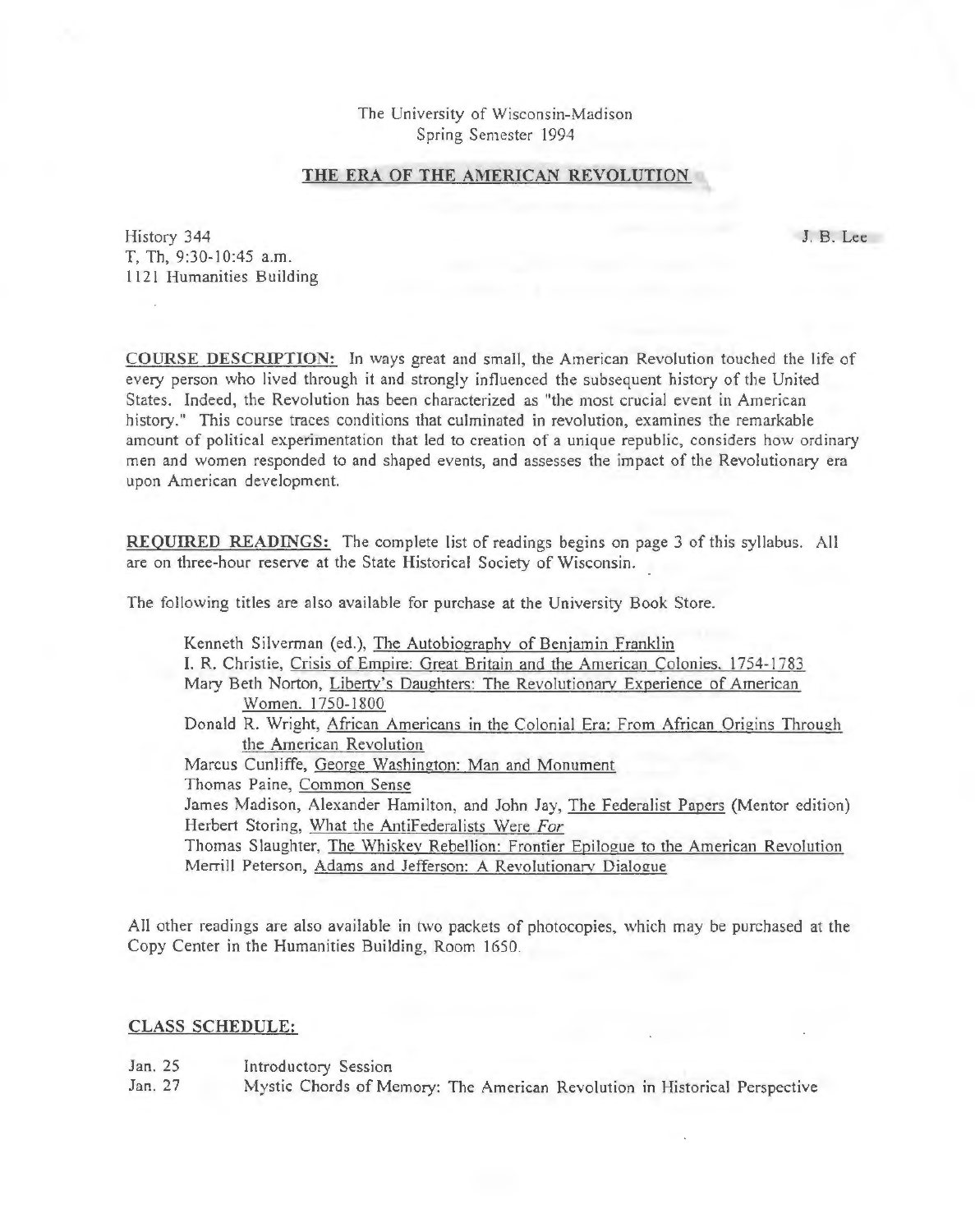The University of Wisconsin-Madison
Spring Semester 1994

# THE ERA OF THE AMERICAN REVOLUTION

History 344
T, Th, 9:30-10:45 a.m.
1121 Humanities Building

J. B. Lee

**COURSE DESCRIPTION:** In ways great and small, the American Revolution touched the life of every person who lived through it and strongly influenced the subsequent history of the United States. Indeed, the Revolution has been characterized as "the most crucial event in American history." This course traces conditions that culminated in revolution, examines the remarkable amount of political experimentation that led to creation of a unique republic, considers how ordinary men and women responded to and shaped events, and assesses the impact of the Revolutionary era upon American development.

**REQUIRED READINGS:** The complete list of readings begins on page 3 of this syllabus. All are on three-hour reserve at the State Historical Society of Wisconsin.

The following titles are also available for purchase at the University Book Store.

- Kenneth Silverman (ed.), The Autobiography of Benjamin Franklin
- I. R. Christie, Crisis of Empire: Great Britain and the American Colonies, 1754-1783
- Mary Beth Norton, Liberty's Daughters: The Revolutionary Experience of American Women, 1750-1800
- Donald R. Wright, African Americans in the Colonial Era: From African Origins Through the American Revolution
- Marcus Cunliffe, George Washington: Man and Monument
- Thomas Paine, Common Sense
- James Madison, Alexander Hamilton, and John Jay, The Federalist Papers (Mentor edition)
- Herbert Storing, What the AntiFederalists Were *For*
- Thomas Slaughter, The Whiskey Rebellion: Frontier Epilogue to the American Revolution
- Merrill Peterson, Adams and Jefferson: A Revolutionary Dialogue

All other readings are also available in two packets of photocopies, which may be purchased at the Copy Center in the Humanities Building, Room 1650.

**CLASS SCHEDULE:**

| | |
|---|---|
| Jan. 25 | Introductory Session |
| Jan. 27 | Mystic Chords of Memory: The American Revolution in Historical Perspective |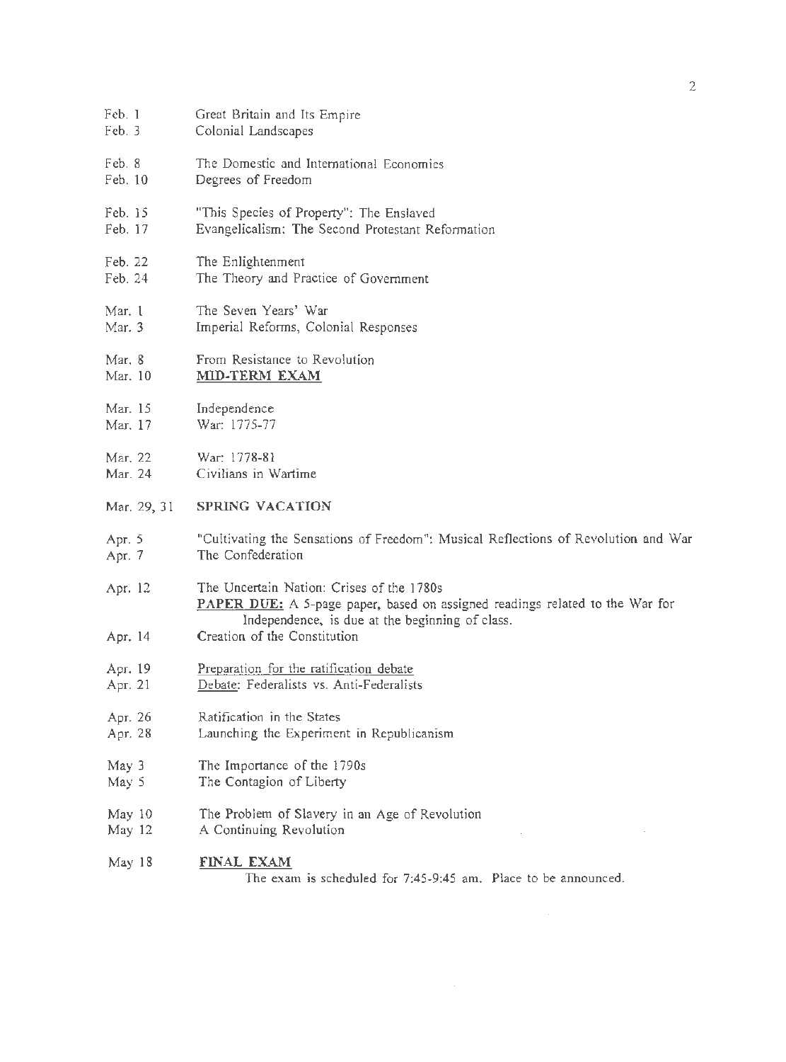| | |
|---|---|
| Feb. 1 | Great Britain and Its Empire |
| Feb. 3 | Colonial Landscapes |
| Feb. 8 | The Domestic and International Economies |
| Feb. 10 | Degrees of Freedom |
| Feb. 15 | "This Species of Property": The Enslaved |
| Feb. 17 | Evangelicalism: The Second Protestant Reformation |
| Feb. 22 | The Enlightenment |
| Feb. 24 | The Theory and Practice of Government |
| Mar. 1 | The Seven Years' War |
| Mar. 3 | Imperial Reforms, Colonial Responses |
| Mar. 8 | From Resistance to Revolution |
| Mar. 10 | **MID-TERM EXAM** |
| Mar. 15 | Independence |
| Mar. 17 | War: 1775-77 |
| Mar. 22 | War: 1778-81 |
| Mar. 24 | Civilians in Wartime |
| Mar. 29, 31 | **SPRING VACATION** |
| Apr. 5 | "Cultivating the Sensations of Freedom": Musical Reflections of Revolution and War |
| Apr. 7 | The Confederation |
| Apr. 12 | The Uncertain Nation: Crises of the 1780s<br>**PAPER DUE:** A 5-page paper, based on assigned readings related to the War for Independence, is due at the beginning of class. |
| Apr. 14 | Creation of the Constitution |
| Apr. 19 | Preparation for the ratification debate |
| Apr. 21 | Debate: Federalists vs. Anti-Federalists |
| Apr. 26 | Ratification in the States |
| Apr. 28 | Launching the Experiment in Republicanism |
| May 3 | The Importance of the 1790s |
| May 5 | The Contagion of Liberty |
| May 10 | The Problem of Slavery in an Age of Revolution |
| May 12 | A Continuing Revolution |
| May 18 | **FINAL EXAM**<br>The exam is scheduled for 7:45-9:45 am. Place to be announced. |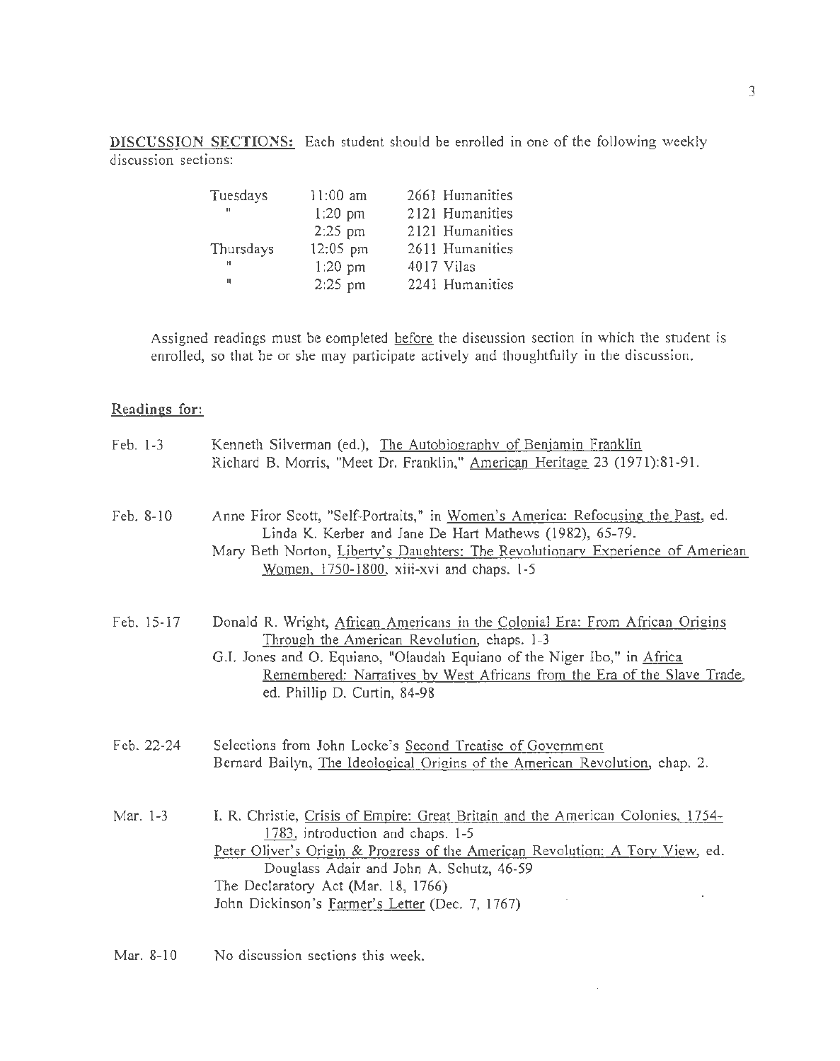**DISCUSSION SECTIONS:** Each student should be enrolled in one of the following weekly discussion sections:

| | | |
|---|---|---|
| Tuesdays | 11:00 am | 2661 Humanities |
| " | 1:20 pm | 2121 Humanities |
| | 2:25 pm | 2121 Humanities |
| Thursdays | 12:05 pm | 2611 Humanities |
| " | 1:20 pm | 4017 Vilas |
| " | 2:25 pm | 2241 Humanities |

Assigned readings must be completed before the discussion section in which the student is enrolled, so that he or she may participate actively and thoughtfully in the discussion.

Readings for:

Feb. 1-3
- Kenneth Silverman (ed.), The Autobiography of Benjamin Franklin
- Richard B. Morris, "Meet Dr. Franklin," American Heritage 23 (1971):81-91.

Feb. 8-10
- Anne Firor Scott, "Self-Portraits," in Women's America: Refocusing the Past, ed. Linda K. Kerber and Jane De Hart Mathews (1982), 65-79.
- Mary Beth Norton, Liberty's Daughters: The Revolutionary Experience of American Women, 1750-1800, xiii-xvi and chaps. 1-5

Feb. 15-17
- Donald R. Wright, African Americans in the Colonial Era: From African Origins Through the American Revolution, chaps. 1-3
- G.I. Jones and O. Equiano, "Olaudah Equiano of the Niger Ibo," in Africa Remembered: Narratives by West Africans from the Era of the Slave Trade, ed. Phillip D. Curtin, 84-98

Feb. 22-24
- Selections from John Locke's Second Treatise of Government
- Bernard Bailyn, The Ideological Origins of the American Revolution, chap. 2.

Mar. 1-3
- I. R. Christie, Crisis of Empire: Great Britain and the American Colonies, 1754-1783, introduction and chaps. 1-5
- Peter Oliver's Origin & Progress of the American Revolution: A Tory View, ed. Douglass Adair and John A. Schutz, 46-59
- The Declaratory Act (Mar. 18, 1766)
- John Dickinson's Farmer's Letter (Dec. 7, 1767)

Mar. 8-10
- No discussion sections this week.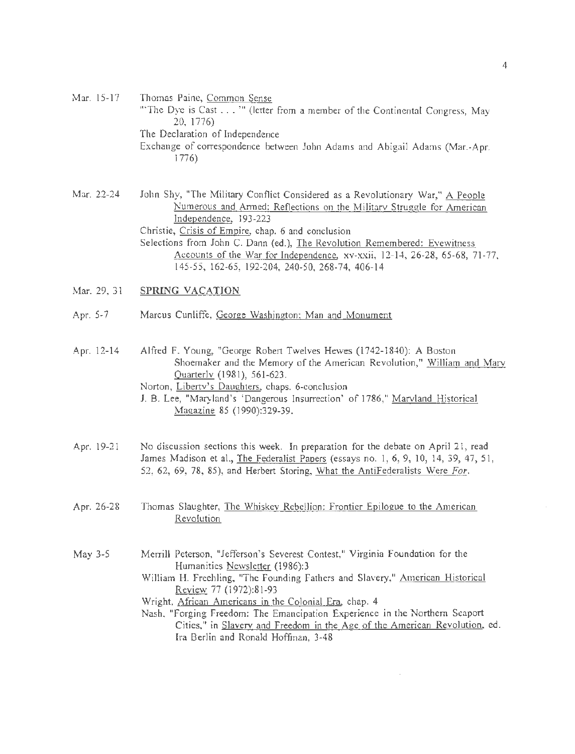Mar. 15-17 Thomas Paine, Common Sense
"'The Dye is Cast . . . '" (letter from a member of the Continental Congress, May 20, 1776)
The Declaration of Independence
Exchange of correspondence between John Adams and Abigail Adams (Mar.-Apr. 1776)

Mar. 22-24 John Shy, "The Military Conflict Considered as a Revolutionary War," A People Numerous and Armed: Reflections on the Military Struggle for American Independence, 193-223
Christie, Crisis of Empire, chap. 6 and conclusion
Selections from John C. Dann (ed.), The Revolution Remembered: Eyewitness Accounts of the War for Independence, xv-xxii, 12-14, 26-28, 65-68, 71-77, 145-55, 162-65, 192-204, 240-50, 268-74, 406-14

Mar. 29, 31 **SPRING VACATION**

Apr. 5-7 Marcus Cunliffe, George Washington: Man and Monument

Apr. 12-14 Alfred F. Young, "George Robert Twelves Hewes (1742-1840): A Boston Shoemaker and the Memory of the American Revolution," William and Mary Quarterly (1981), 561-623.
Norton, Liberty's Daughters, chaps. 6-conclusion
J. B. Lee, "Maryland's 'Dangerous Insurrection' of 1786," Maryland Historical Magazine 85 (1990):329-39.

Apr. 19-21 No discussion sections this week. In preparation for the debate on April 21, read James Madison et al., The Federalist Papers (essays no. 1, 6, 9, 10, 14, 39, 47, 51, 52, 62, 69, 78, 85), and Herbert Storing, What the AntiFederalists Were *For*.

Apr. 26-28 Thomas Slaughter, The Whiskey Rebellion: Frontier Epilogue to the American Revolution

May 3-5 Merrill Peterson, "Jefferson's Severest Contest," Virginia Foundation for the Humanities Newsletter (1986):3
William H. Freehling, "The Founding Fathers and Slavery," American Historical Review 77 (1972):81-93
Wright, African Americans in the Colonial Era, chap. 4
Nash, "Forging Freedom: The Emancipation Experience in the Northern Seaport Cities," in Slavery and Freedom in the Age of the American Revolution, ed. Ira Berlin and Ronald Hoffman, 3-48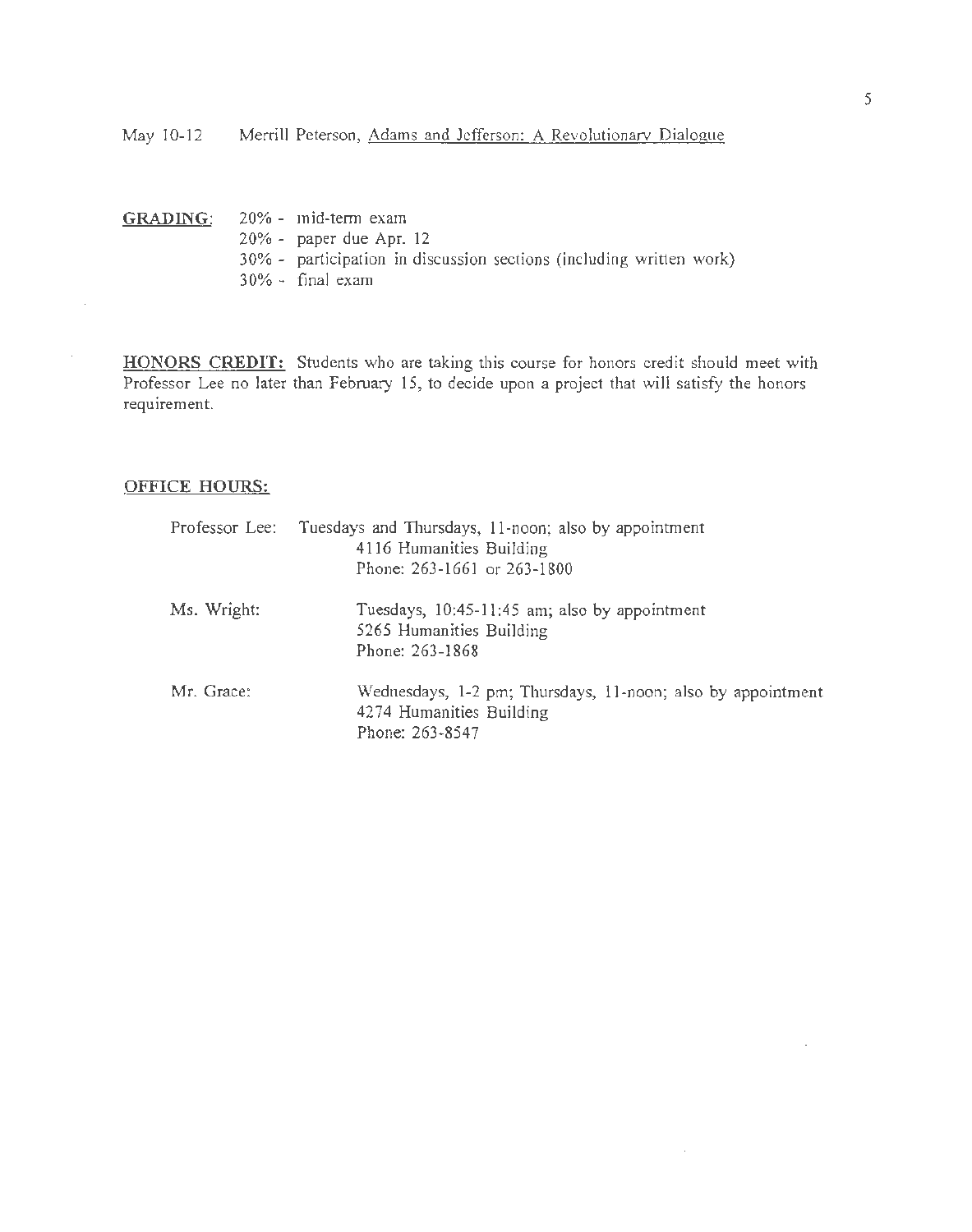May 10-12 Merrill Peterson, Adams and Jefferson: A Revolutionary Dialogue

**GRADING**:
- 20% - mid-term exam
- 20% - paper due Apr. 12
- 30% - participation in discussion sections (including written work)
- 30% - final exam

**HONORS CREDIT:** Students who are taking this course for honors credit should meet with Professor Lee no later than February 15, to decide upon a project that will satisfy the honors requirement.

**OFFICE HOURS:**

Professor Lee: Tuesdays and Thursdays, 11-noon; also by appointment
4116 Humanities Building
Phone: 263-1661 or 263-1800

Ms. Wright: Tuesdays, 10:45-11:45 am; also by appointment
5265 Humanities Building
Phone: 263-1868

Mr. Grace: Wednesdays, 1-2 pm; Thursdays, 11-noon; also by appointment
4274 Humanities Building
Phone: 263-8547